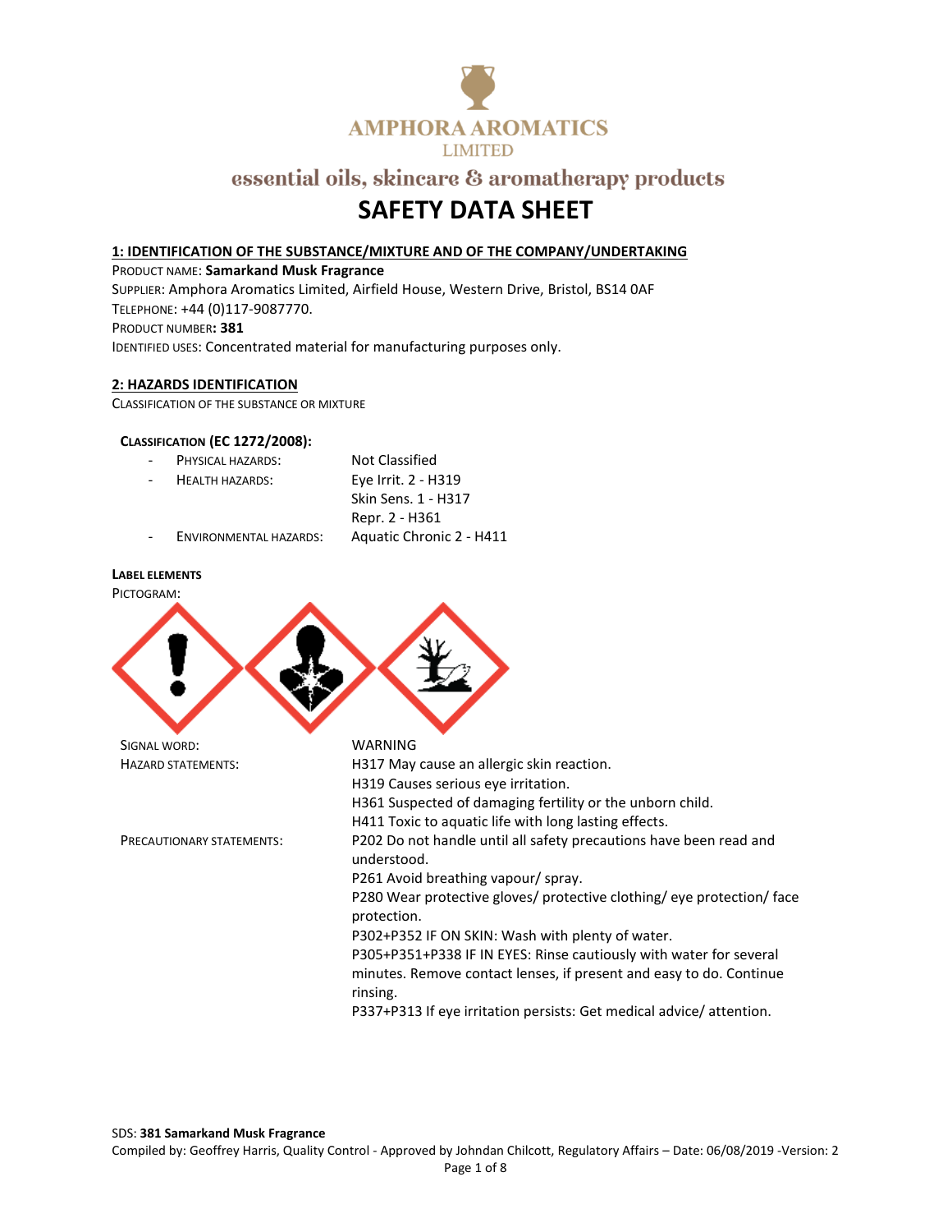**AMPHORA AROMATICS LIMITED**

essential oils, skincare & aromatherapy products

# SAFETY DATA SHEET

## 1: IDENTIFICATION OF THE SUBSTANCE/MIXTURE AND OF THE COMPANY/UNDERTAKING

PRODUCT NAME: **Samarkand Musk Fragrance**

SUPPLIER: Amphora Aromatics Limited, Airfield House, Western Drive, Bristol, BS14 0AF

TELEPHONE: +44 (0)117-9087770.

PRODUCT NUMBER**: 381**

IDENTIFIED USES: Concentrated material for manufacturing purposes only.

## 2: HAZARDS IDENTIFICATION

CLASSIFICATION OF THE SUBSTANCE OR MIXTURE

### CLASSIFICATION (EC 1272/2008):

- PHYSICAL HAZARDS: Not Classified
- HEALTH HAZARDS: Eye Irrit. 2 - H319
  Skin Sens. 1 - H317
  Repr. 2 - H361
- ENVIRONMENTAL HAZARDS: Aquatic Chronic 2 - H411

**LABEL ELEMENTS**

PICTOGRAM:

SIGNAL WORD: WARNING

HAZARD STATEMENTS:
H317 May cause an allergic skin reaction.
H319 Causes serious eye irritation.
H361 Suspected of damaging fertility or the unborn child.
H411 Toxic to aquatic life with long lasting effects.

PRECAUTIONARY STATEMENTS:
P202 Do not handle until all safety precautions have been read and understood.
P261 Avoid breathing vapour/ spray.
P280 Wear protective gloves/ protective clothing/ eye protection/ face protection.
P302+P352 IF ON SKIN: Wash with plenty of water.
P305+P351+P338 IF IN EYES: Rinse cautiously with water for several minutes. Remove contact lenses, if present and easy to do. Continue rinsing.
P337+P313 If eye irritation persists: Get medical advice/ attention.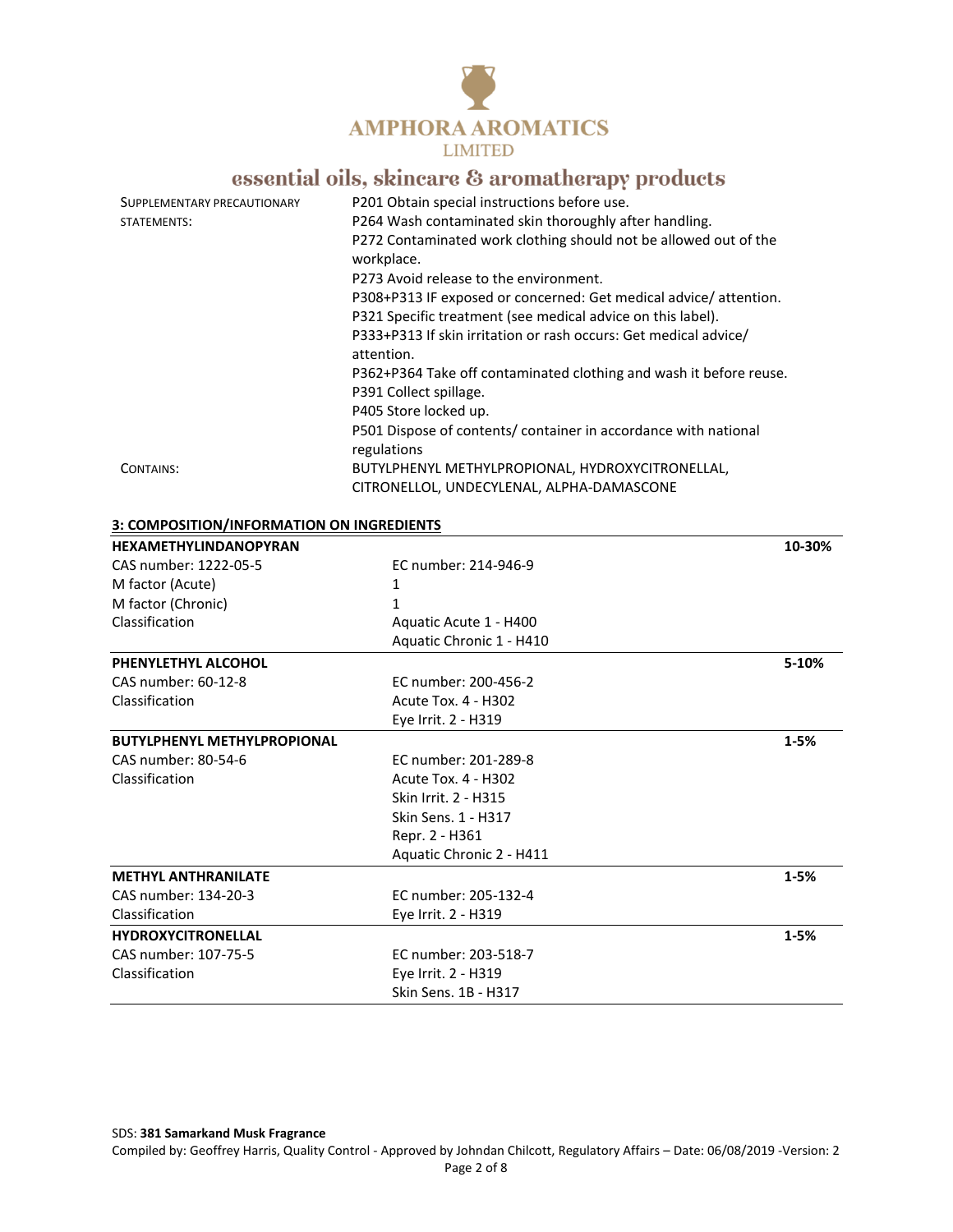| | |
|---|---|
| SUPPLEMENTARY PRECAUTIONARY STATEMENTS: | P201 Obtain special instructions before use.<br>P264 Wash contaminated skin thoroughly after handling.<br>P272 Contaminated work clothing should not be allowed out of the workplace.<br>P273 Avoid release to the environment.<br>P308+P313 IF exposed or concerned: Get medical advice/ attention.<br>P321 Specific treatment (see medical advice on this label).<br>P333+P313 If skin irritation or rash occurs: Get medical advice/ attention.<br>P362+P364 Take off contaminated clothing and wash it before reuse.<br>P391 Collect spillage.<br>P405 Store locked up.<br>P501 Dispose of contents/ container in accordance with national regulations |
| CONTAINS: | BUTYLPHENYL METHYLPROPIONAL, HYDROXYCITRONELLAL, CITRONELLOL, UNDECYLENAL, ALPHA-DAMASCONE |

## 3: COMPOSITION/INFORMATION ON INGREDIENTS

| **HEXAMETHYLINDANOPYRAN** | | **10-30%** |
|---|---|---|
| CAS number: 1222-05-5 | EC number: 214-946-9 | |
| M factor (Acute) | 1 | |
| M factor (Chronic) | 1 | |
| Classification | Aquatic Acute 1 - H400 | |
| | Aquatic Chronic 1 - H410 | |

| **PHENYLETHYL ALCOHOL** | | **5-10%** |
|---|---|---|
| CAS number: 60-12-8 | EC number: 200-456-2 | |
| Classification | Acute Tox. 4 - H302 | |
| | Eye Irrit. 2 - H319 | |

| **BUTYLPHENYL METHYLPROPIONAL** | | **1-5%** |
|---|---|---|
| CAS number: 80-54-6 | EC number: 201-289-8 | |
| Classification | Acute Tox. 4 - H302 | |
| | Skin Irrit. 2 - H315 | |
| | Skin Sens. 1 - H317 | |
| | Repr. 2 - H361 | |
| | Aquatic Chronic 2 - H411 | |

| **METHYL ANTHRANILATE** | | **1-5%** |
|---|---|---|
| CAS number: 134-20-3 | EC number: 205-132-4 | |
| Classification | Eye Irrit. 2 - H319 | |

| **HYDROXYCITRONELLAL** | | **1-5%** |
|---|---|---|
| CAS number: 107-75-5 | EC number: 203-518-7 | |
| Classification | Eye Irrit. 2 - H319 | |
| | Skin Sens. 1B - H317 | |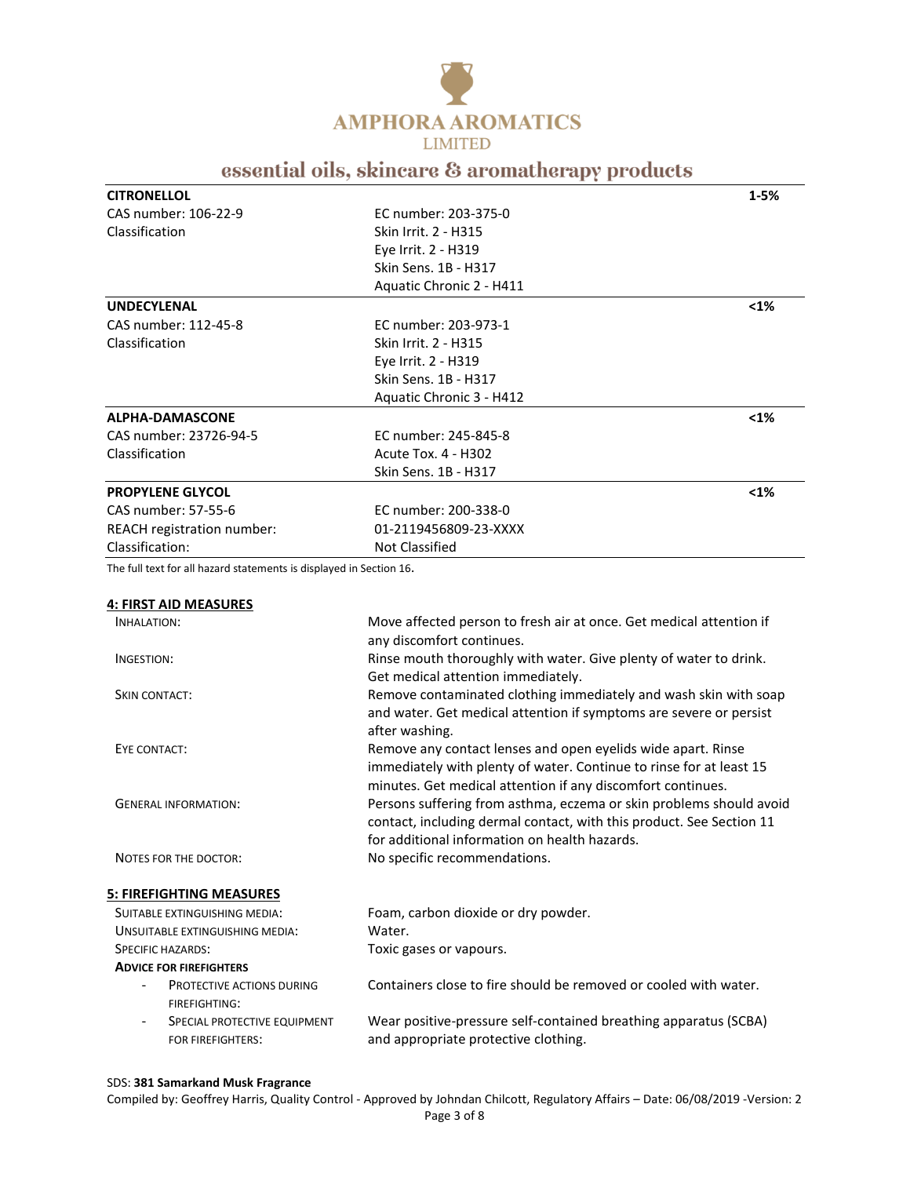| **CITRONELLOL** | | **1-5%** |
|---|---|---|
| CAS number: 106-22-9 | EC number: 203-375-0 | |
| Classification | Skin Irrit. 2 - H315 | |
| | Eye Irrit. 2 - H319 | |
| | Skin Sens. 1B - H317 | |
| | Aquatic Chronic 2 - H411 | |
| **UNDECYLENAL** | | **<1%** |
| CAS number: 112-45-8 | EC number: 203-973-1 | |
| Classification | Skin Irrit. 2 - H315 | |
| | Eye Irrit. 2 - H319 | |
| | Skin Sens. 1B - H317 | |
| | Aquatic Chronic 3 - H412 | |
| **ALPHA-DAMASCONE** | | **<1%** |
| CAS number: 23726-94-5 | EC number: 245-845-8 | |
| Classification | Acute Tox. 4 - H302 | |
| | Skin Sens. 1B - H317 | |
| **PROPYLENE GLYCOL** | | **<1%** |
| CAS number: 57-55-6 | EC number: 200-338-0 | |
| REACH registration number: | 01-2119456809-23-XXXX | |
| Classification: | Not Classified | |

The full text for all hazard statements is displayed in Section 16.

## 4: FIRST AID MEASURES

| | |
|---|---|
| INHALATION: | Move affected person to fresh air at once. Get medical attention if any discomfort continues. |
| INGESTION: | Rinse mouth thoroughly with water. Give plenty of water to drink. Get medical attention immediately. |
| SKIN CONTACT: | Remove contaminated clothing immediately and wash skin with soap and water. Get medical attention if symptoms are severe or persist after washing. |
| EYE CONTACT: | Remove any contact lenses and open eyelids wide apart. Rinse immediately with plenty of water. Continue to rinse for at least 15 minutes. Get medical attention if any discomfort continues. |
| GENERAL INFORMATION: | Persons suffering from asthma, eczema or skin problems should avoid contact, including dermal contact, with this product. See Section 11 for additional information on health hazards. |
| NOTES FOR THE DOCTOR: | No specific recommendations. |

## 5: FIREFIGHTING MEASURES

| | |
|---|---|
| SUITABLE EXTINGUISHING MEDIA: | Foam, carbon dioxide or dry powder. |
| UNSUITABLE EXTINGUISHING MEDIA: | Water. |
| SPECIFIC HAZARDS: | Toxic gases or vapours. |

**ADVICE FOR FIREFIGHTERS**

| | |
|---|---|
| - PROTECTIVE ACTIONS DURING FIREFIGHTING: | Containers close to fire should be removed or cooled with water. |
| - SPECIAL PROTECTIVE EQUIPMENT FOR FIREFIGHTERS: | Wear positive-pressure self-contained breathing apparatus (SCBA) and appropriate protective clothing. |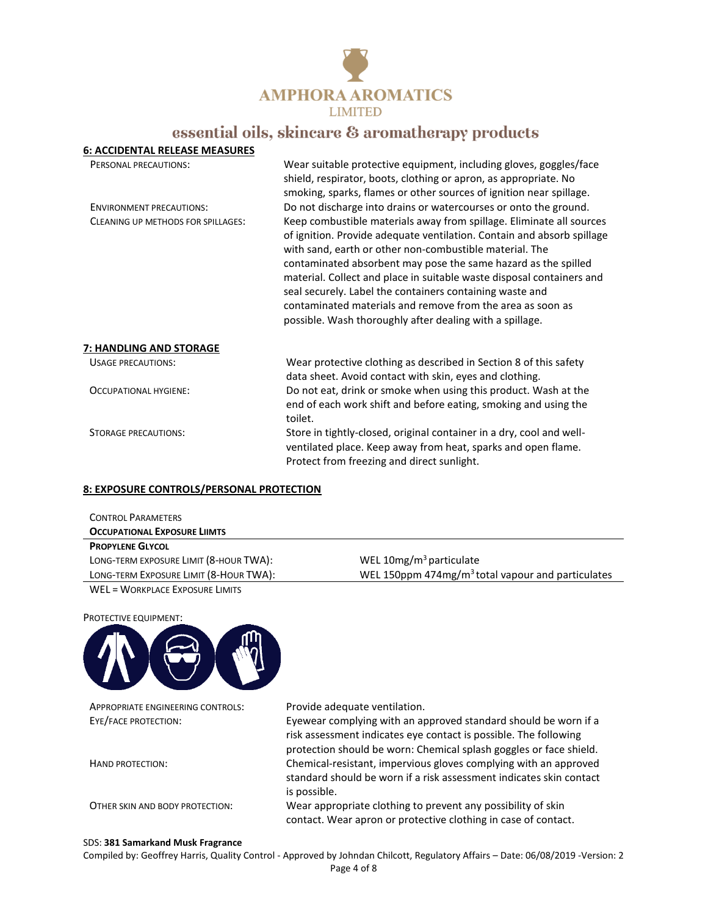## 6: ACCIDENTAL RELEASE MEASURES

| | |
|---|---|
| PERSONAL PRECAUTIONS: | Wear suitable protective equipment, including gloves, goggles/face shield, respirator, boots, clothing or apron, as appropriate. No smoking, sparks, flames or other sources of ignition near spillage. |
| ENVIRONMENT PRECAUTIONS: | Do not discharge into drains or watercourses or onto the ground. |
| CLEANING UP METHODS FOR SPILLAGES: | Keep combustible materials away from spillage. Eliminate all sources of ignition. Provide adequate ventilation. Contain and absorb spillage with sand, earth or other non-combustible material. The contaminated absorbent may pose the same hazard as the spilled material. Collect and place in suitable waste disposal containers and seal securely. Label the containers containing waste and contaminated materials and remove from the area as soon as possible. Wash thoroughly after dealing with a spillage. |

## 7: HANDLING AND STORAGE

| | |
|---|---|
| USAGE PRECAUTIONS: | Wear protective clothing as described in Section 8 of this safety data sheet. Avoid contact with skin, eyes and clothing. |
| OCCUPATIONAL HYGIENE: | Do not eat, drink or smoke when using this product. Wash at the end of each work shift and before eating, smoking and using the toilet. |
| STORAGE PRECAUTIONS: | Store in tightly-closed, original container in a dry, cool and well-ventilated place. Keep away from heat, sparks and open flame. Protect from freezing and direct sunlight. |

## 8: EXPOSURE CONTROLS/PERSONAL PROTECTION

CONTROL PARAMETERS

**OCCUPATIONAL EXPOSURE LIIMTS**

| **PROPYLENE GLYCOL** | |
|---|---|
| LONG-TERM EXPOSURE LIMIT (8-HOUR TWA): | WEL 10mg/$m^3$ particulate |
| LONG-TERM EXPOSURE LIMIT (8-HOUR TWA): | WEL 150ppm 474mg/$m^3$ total vapour and particulates |
| WEL = WORKPLACE EXPOSURE LIMITS | |

PROTECTIVE EQUIPMENT:

| | |
|---|---|
| APPROPRIATE ENGINEERING CONTROLS: | Provide adequate ventilation. |
| EYE/FACE PROTECTION: | Eyewear complying with an approved standard should be worn if a risk assessment indicates eye contact is possible. The following protection should be worn: Chemical splash goggles or face shield. |
| HAND PROTECTION: | Chemical-resistant, impervious gloves complying with an approved standard should be worn if a risk assessment indicates skin contact is possible. |
| OTHER SKIN AND BODY PROTECTION: | Wear appropriate clothing to prevent any possibility of skin contact. Wear apron or protective clothing in case of contact. |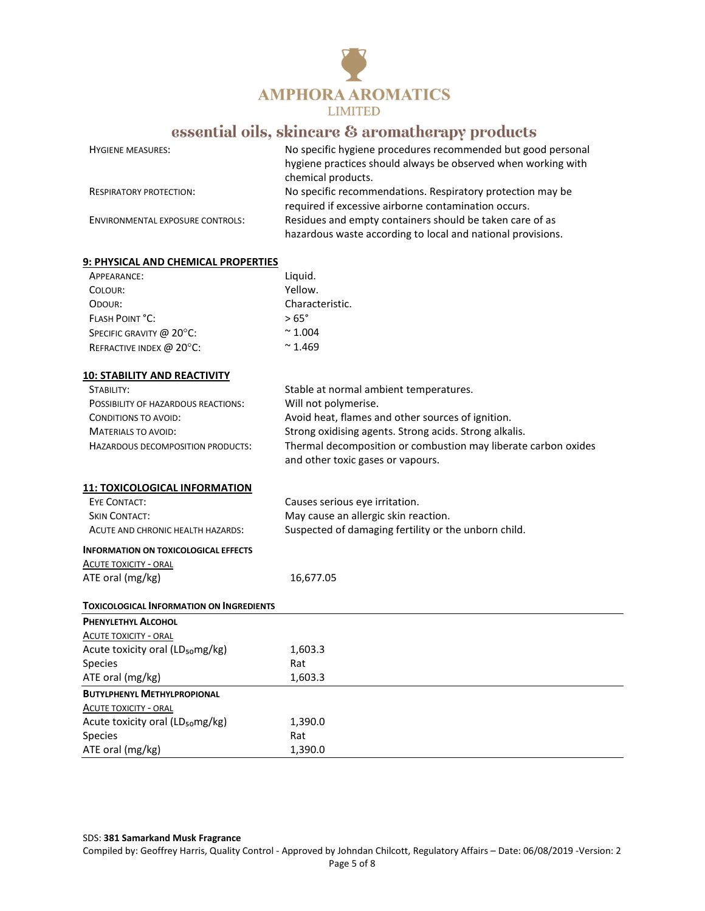| | |
|---|---|
| HYGIENE MEASURES: | No specific hygiene procedures recommended but good personal hygiene practices should always be observed when working with chemical products. |
| RESPIRATORY PROTECTION: | No specific recommendations. Respiratory protection may be required if excessive airborne contamination occurs. |
| ENVIRONMENTAL EXPOSURE CONTROLS: | Residues and empty containers should be taken care of as hazardous waste according to local and national provisions. |

## 9: PHYSICAL AND CHEMICAL PROPERTIES

| | |
|---|---|
| APPEARANCE: | Liquid. |
| COLOUR: | Yellow. |
| ODOUR: | Characteristic. |
| FLASH POINT °C: | > 65° |
| SPECIFIC GRAVITY @ 20°C: | ~ 1.004 |
| REFRACTIVE INDEX @ 20°C: | ~ 1.469 |

## 10: STABILITY AND REACTIVITY

| | |
|---|---|
| STABILITY: | Stable at normal ambient temperatures. |
| POSSIBILITY OF HAZARDOUS REACTIONS: | Will not polymerise. |
| CONDITIONS TO AVOID: | Avoid heat, flames and other sources of ignition. |
| MATERIALS TO AVOID: | Strong oxidising agents. Strong acids. Strong alkalis. |
| HAZARDOUS DECOMPOSITION PRODUCTS: | Thermal decomposition or combustion may liberate carbon oxides and other toxic gases or vapours. |

## 11: TOXICOLOGICAL INFORMATION

| | |
|---|---|
| EYE CONTACT: | Causes serious eye irritation. |
| SKIN CONTACT: | May cause an allergic skin reaction. |
| ACUTE AND CHRONIC HEALTH HAZARDS: | Suspected of damaging fertility or the unborn child. |

**INFORMATION ON TOXICOLOGICAL EFFECTS**

ACUTE TOXICITY - ORAL

| | |
|---|---|
| ATE oral (mg/kg) | 16,677.05 |

**TOXICOLOGICAL INFORMATION ON INGREDIENTS**

**PHENYLETHYL ALCOHOL**

ACUTE TOXICITY - ORAL

| | |
|---|---|
| Acute toxicity oral ($LD_{50}$mg/kg) | 1,603.3 |
| Species | Rat |
| ATE oral (mg/kg) | 1,603.3 |

**BUTYLPHENYL METHYLPROPIONAL**

ACUTE TOXICITY - ORAL

| | |
|---|---|
| Acute toxicity oral ($LD_{50}$mg/kg) | 1,390.0 |
| Species | Rat |
| ATE oral (mg/kg) | 1,390.0 |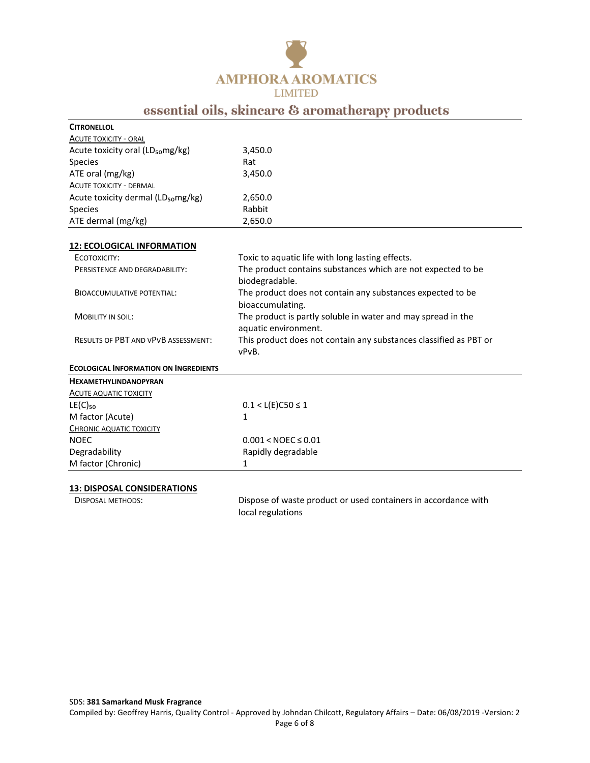**CITRONELLOL**

| ACUTE TOXICITY - ORAL | |
|---|---|
| Acute toxicity oral ($LD_{50}$mg/kg) | 3,450.0 |
| Species | Rat |
| ATE oral (mg/kg) | 3,450.0 |
| ACUTE TOXICITY - DERMAL | |
| Acute toxicity dermal ($LD_{50}$mg/kg) | 2,650.0 |
| Species | Rabbit |
| ATE dermal (mg/kg) | 2,650.0 |

## 12: ECOLOGICAL INFORMATION

| | |
|---|---|
| ECOTOXICITY: | Toxic to aquatic life with long lasting effects. |
| PERSISTENCE AND DEGRADABILITY: | The product contains substances which are not expected to be biodegradable. |
| BIOACCUMULATIVE POTENTIAL: | The product does not contain any substances expected to be bioaccumulating. |
| MOBILITY IN SOIL: | The product is partly soluble in water and may spread in the aquatic environment. |
| RESULTS OF PBT AND VPVB ASSESSMENT: | This product does not contain any substances classified as PBT or vPvB. |

**ECOLOGICAL INFORMATION ON INGREDIENTS**

**HEXAMETHYLINDANOPYRAN**

| ACUTE AQUATIC TOXICITY | |
|---|---|
| $LE(C)_{50}$ | $0.1 < L(E)C50 \leq 1$ |
| M factor (Acute) | 1 |
| CHRONIC AQUATIC TOXICITY | |
| NOEC | $0.001 < NOEC \leq 0.01$ |
| Degradability | Rapidly degradable |
| M factor (Chronic) | 1 |

## 13: DISPOSAL CONSIDERATIONS

| | |
|---|---|
| DISPOSAL METHODS: | Dispose of waste product or used containers in accordance with local regulations |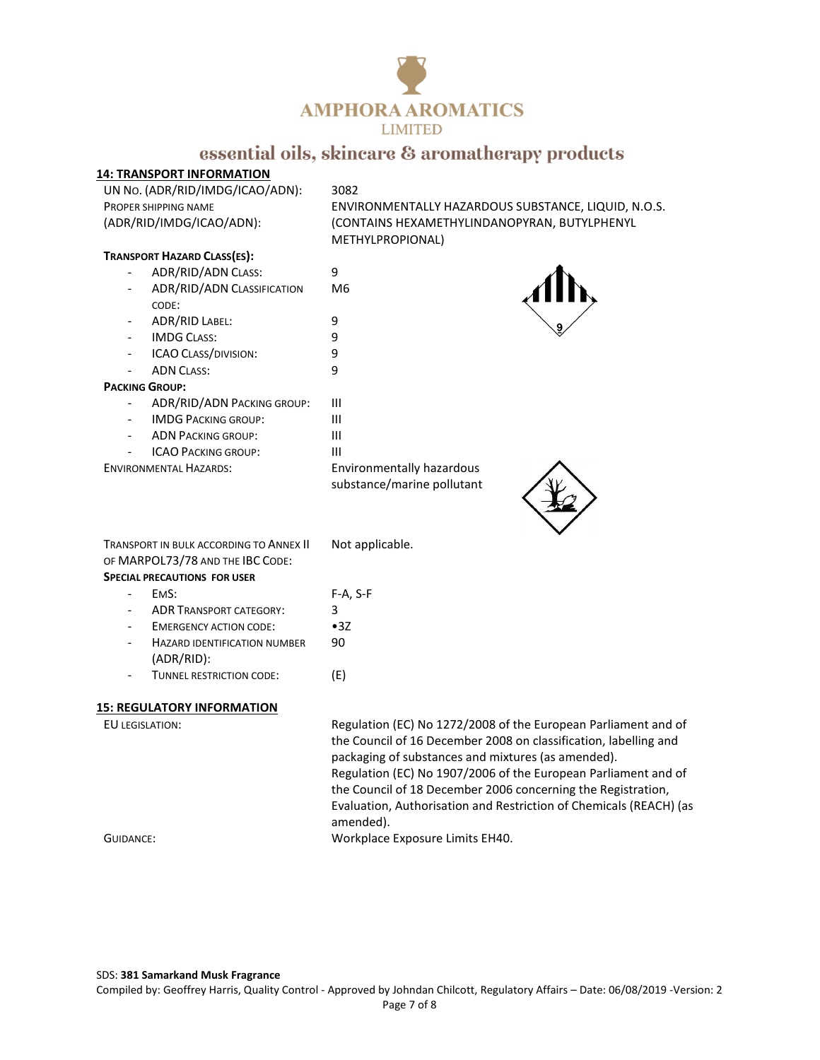## 14: TRANSPORT INFORMATION

| | |
|---|---|
| UN No. (ADR/RID/IMDG/ICAO/ADN): | 3082 |
| Proper shipping name (ADR/RID/IMDG/ICAO/ADN): | ENVIRONMENTALLY HAZARDOUS SUBSTANCE, LIQUID, N.O.S. (CONTAINS HEXAMETHYLINDANOPYRAN, BUTYLPHENYL METHYLPROPIONAL) |

**Transport Hazard Class(es):**

- ADR/RID/ADN Class: 9
- ADR/RID/ADN Classification code: M6
- ADR/RID Label: 9
- IMDG Class: 9
- ICAO Class/division: 9
- ADN Class: 9

**Packing Group:**

- ADR/RID/ADN Packing group: III
- IMDG Packing group: III
- ADN Packing group: III
- ICAO Packing group: III

Environmental Hazards: Environmentally hazardous substance/marine pollutant

Transport in bulk according to Annex II of MARPOL73/78 and the IBC Code: Not applicable.

**Special precautions for user**

- EmS: F-A, S-F
- ADR Transport category: 3
- Emergency action code: •3Z
- Hazard identification number (ADR/RID): 90
- Tunnel restriction code: (E)

## 15: REGULATORY INFORMATION

EU legislation: Regulation (EC) No 1272/2008 of the European Parliament and of the Council of 16 December 2008 on classification, labelling and packaging of substances and mixtures (as amended).
Regulation (EC) No 1907/2006 of the European Parliament and of the Council of 18 December 2006 concerning the Registration, Evaluation, Authorisation and Restriction of Chemicals (REACH) (as amended).

Guidance: Workplace Exposure Limits EH40.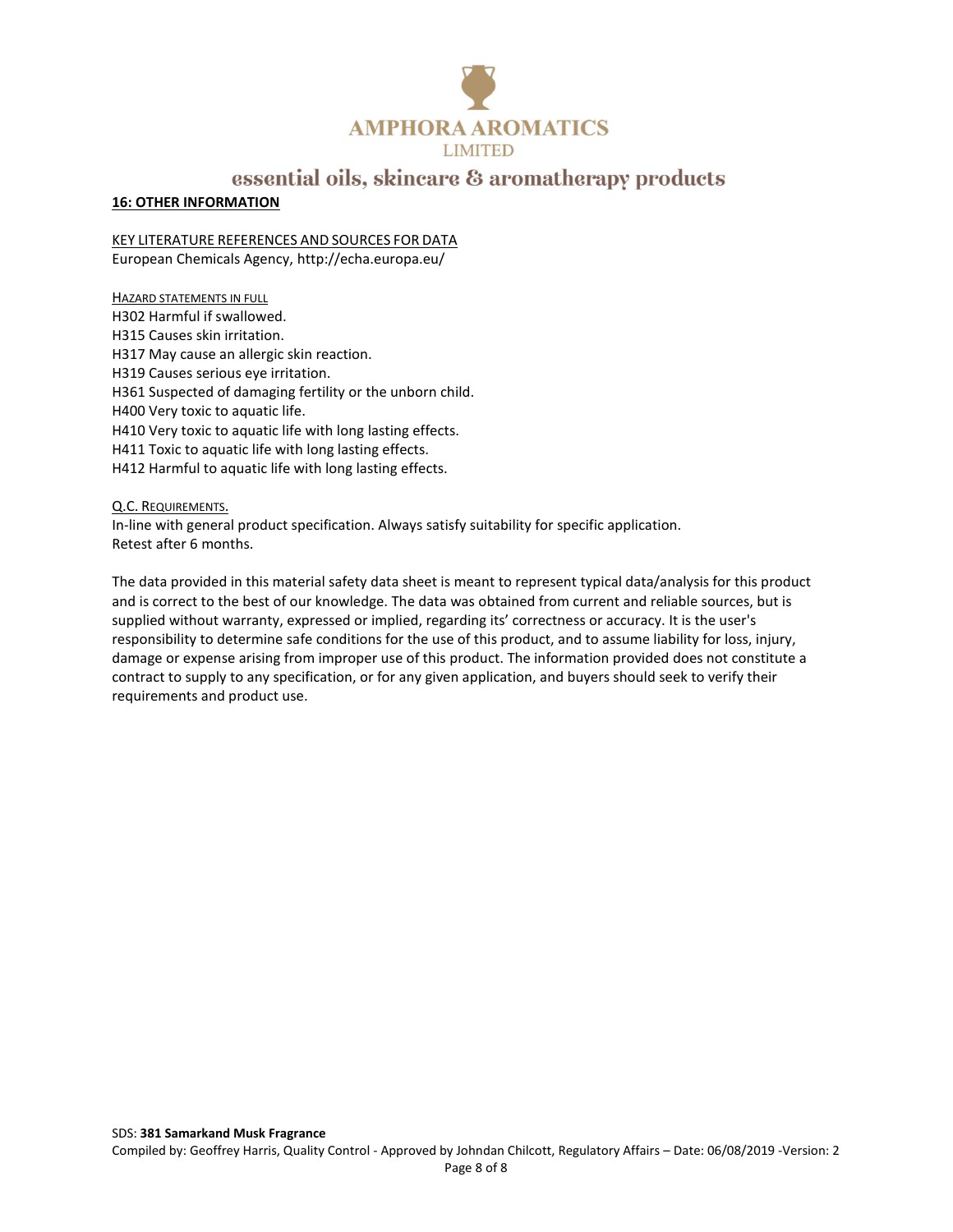## 16: OTHER INFORMATION

KEY LITERATURE REFERENCES AND SOURCES FOR DATA
European Chemicals Agency, http://echa.europa.eu/

HAZARD STATEMENTS IN FULL
H302 Harmful if swallowed.
H315 Causes skin irritation.
H317 May cause an allergic skin reaction.
H319 Causes serious eye irritation.
H361 Suspected of damaging fertility or the unborn child.
H400 Very toxic to aquatic life.
H410 Very toxic to aquatic life with long lasting effects.
H411 Toxic to aquatic life with long lasting effects.
H412 Harmful to aquatic life with long lasting effects.

Q.C. REQUIREMENTS.
In-line with general product specification. Always satisfy suitability for specific application.
Retest after 6 months.

The data provided in this material safety data sheet is meant to represent typical data/analysis for this product and is correct to the best of our knowledge. The data was obtained from current and reliable sources, but is supplied without warranty, expressed or implied, regarding its' correctness or accuracy. It is the user's responsibility to determine safe conditions for the use of this product, and to assume liability for loss, injury, damage or expense arising from improper use of this product. The information provided does not constitute a contract to supply to any specification, or for any given application, and buyers should seek to verify their requirements and product use.